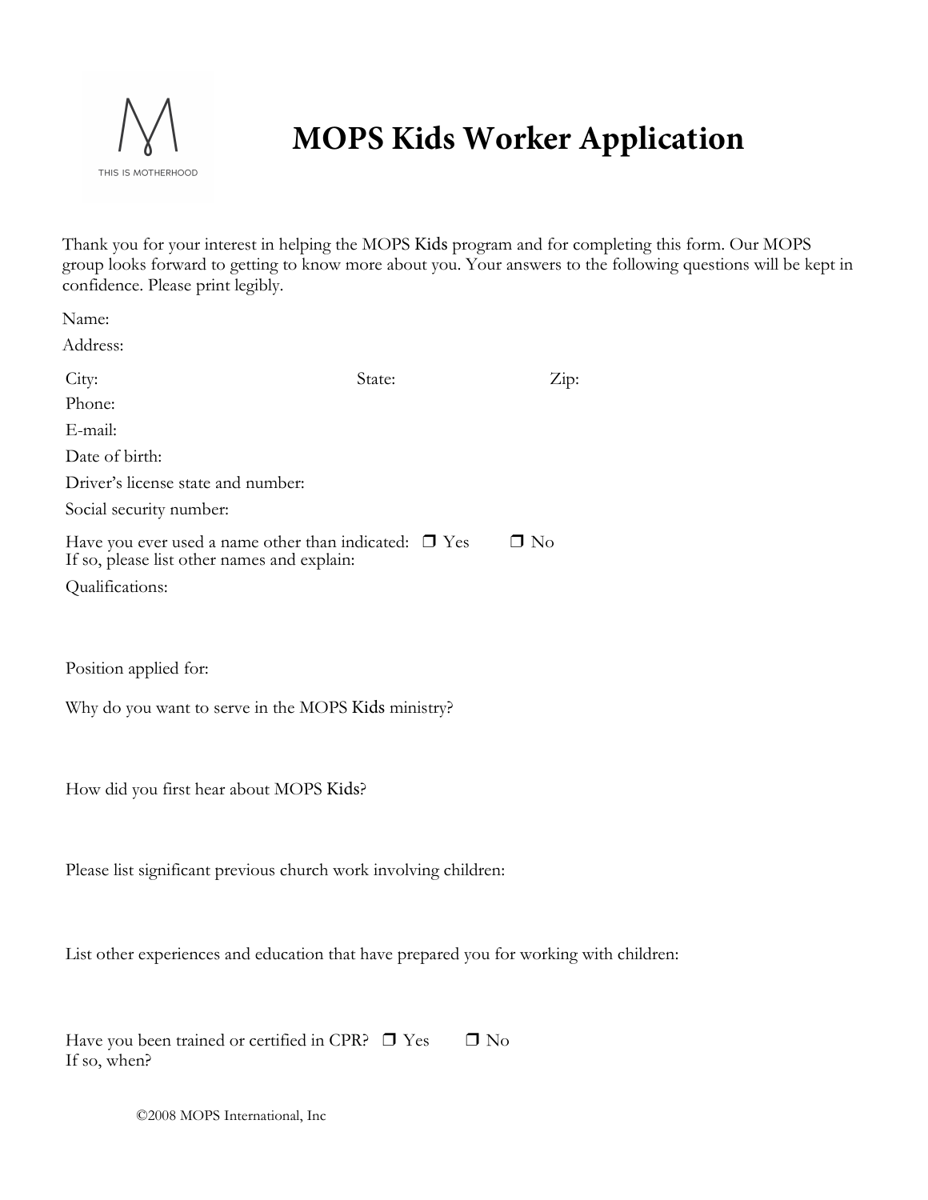# MOPS Kids Worker Application

Thank you for your interest in helping the MOPS Kids program and for completing this form. Our MOPS group looks forward to getting to know more about you. Your answers to the following questions will be kept in confidence. Please print legibly.

Name:

Address:

City: State: Zip:

Phone:

E-mail:

Date of birth:

Driver's license state and number:

Social security number:

Have you ever used a name other than indicated: ❒ Yes ❒ No
If so, please list other names and explain:

Qualifications:

Position applied for:

Why do you want to serve in the MOPS Kids ministry?

How did you first hear about MOPS Kids?

Please list significant previous church work involving children:

List other experiences and education that have prepared you for working with children:

Have you been trained or certified in CPR? ❒ Yes ❒ No
If so, when?

©2008 MOPS International, Inc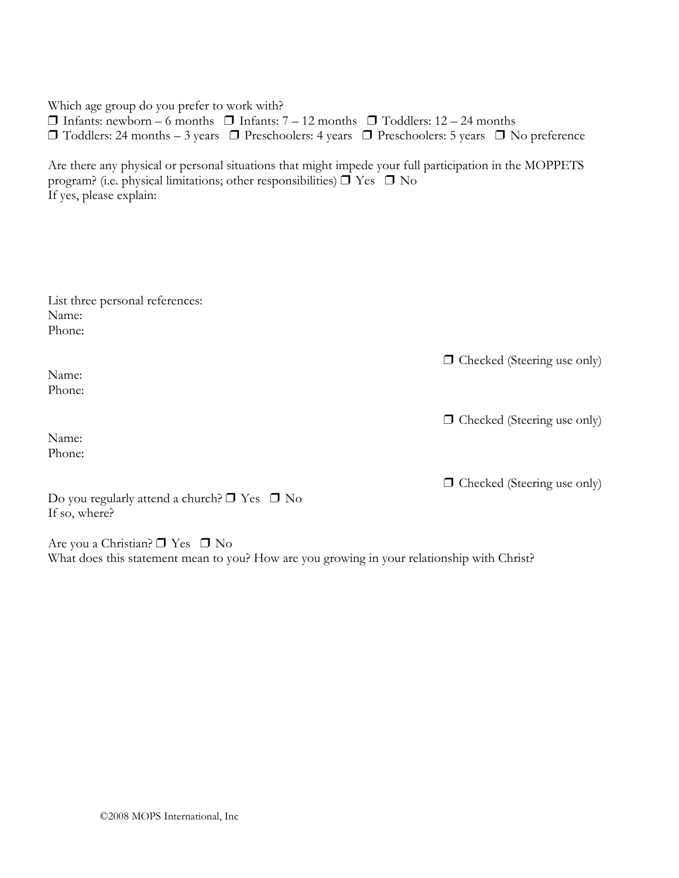Which age group do you prefer to work with?
❒ Infants: newborn – 6 months ❒ Infants: 7 – 12 months ❒ Toddlers: 12 – 24 months
❒ Toddlers: 24 months – 3 years ❒ Preschoolers: 4 years ❒ Preschoolers: 5 years ❒ No preference

Are there any physical or personal situations that might impede your full participation in the MOPPETS program? (i.e. physical limitations; other responsibilities) ❒ Yes ❒ No
If yes, please explain:

List three personal references:
Name:
Phone:

❒ Checked (Steering use only)

Name:
Phone:

❒ Checked (Steering use only)

Name:
Phone:

❒ Checked (Steering use only)

Do you regularly attend a church? ❒ Yes ❒ No
If so, where?

Are you a Christian? ❒ Yes ❒ No
What does this statement mean to you? How are you growing in your relationship with Christ?

©2008 MOPS International, Inc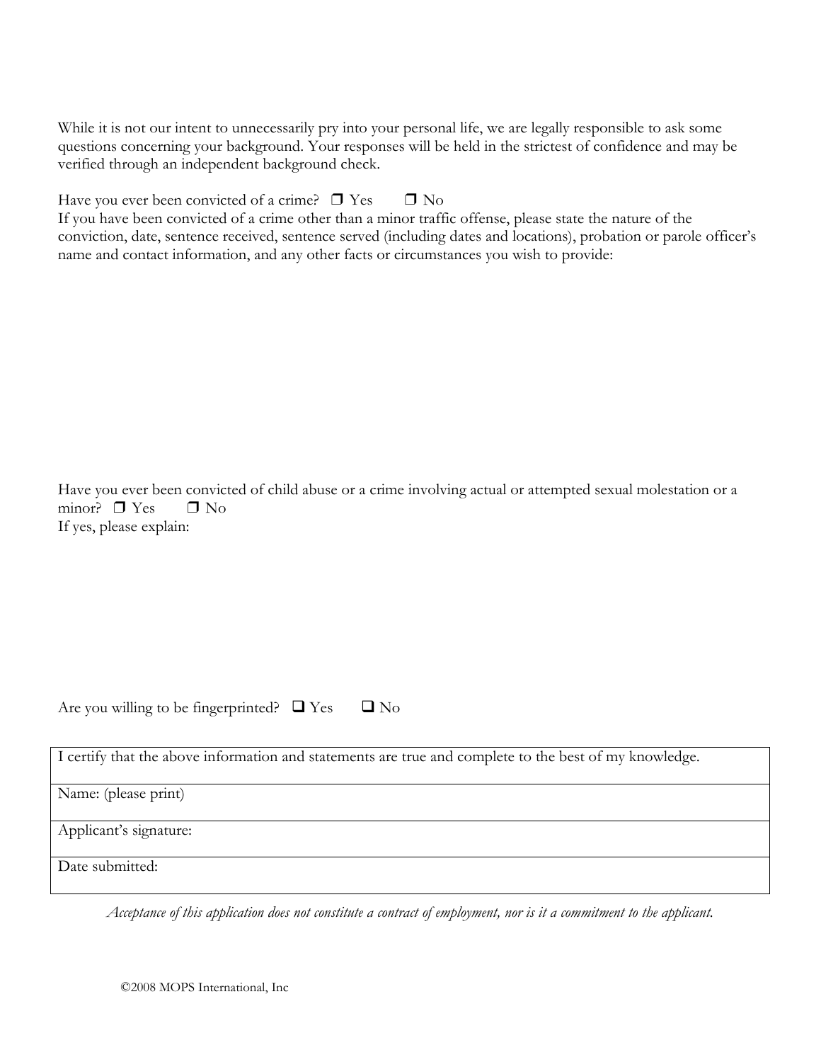While it is not our intent to unnecessarily pry into your personal life, we are legally responsible to ask some questions concerning your background. Your responses will be held in the strictest of confidence and may be verified through an independent background check.

Have you ever been convicted of a crime? ❒ Yes ❒ No

If you have been convicted of a crime other than a minor traffic offense, please state the nature of the conviction, date, sentence received, sentence served (including dates and locations), probation or parole officer's name and contact information, and any other facts or circumstances you wish to provide:

Have you ever been convicted of child abuse or a crime involving actual or attempted sexual molestation or a minor? ❒ Yes ❒ No

If yes, please explain:

Are you willing to be fingerprinted? ❑ Yes ❑ No

| |
|---|
| I certify that the above information and statements are true and complete to the best of my knowledge. |
| Name: (please print) |
| Applicant's signature: |
| Date submitted: |

*Acceptance of this application does not constitute a contract of employment, nor is it a commitment to the applicant.*

©2008 MOPS International, Inc